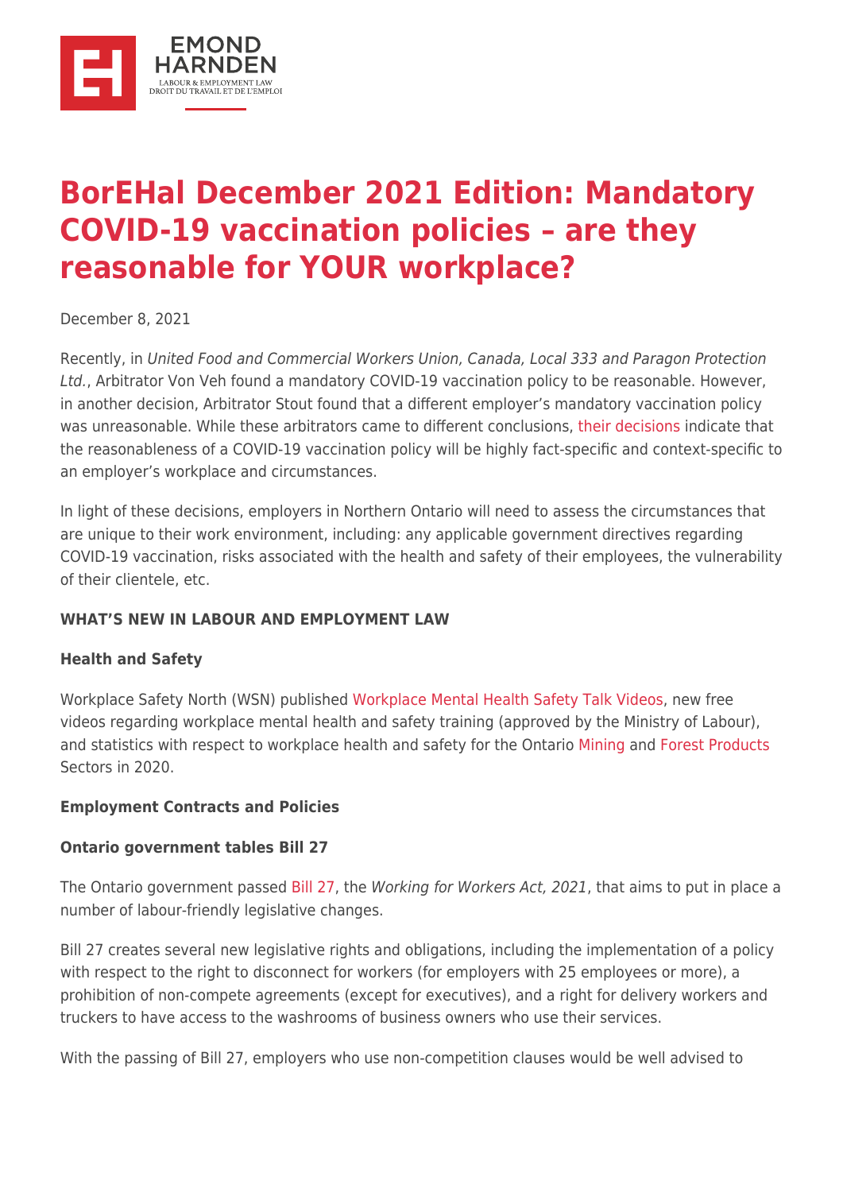# BorEHal December 2021 Edition: Mandatory COVID-19 vaccination policies – are they reasonable for YOUR workplace?

December 8, 2021

Recently, in *United Food and Commercial Workers Union, Canada, Local 333 and Paragon Protection Ltd.*, Arbitrator Von Veh found a mandatory COVID-19 vaccination policy to be reasonable. However, in another decision, Arbitrator Stout found that a different employer's mandatory vaccination policy was unreasonable. While these arbitrators came to different conclusions, their decisions indicate that the reasonableness of a COVID-19 vaccination policy will be highly fact-specific and context-specific to an employer's workplace and circumstances.

In light of these decisions, employers in Northern Ontario will need to assess the circumstances that are unique to their work environment, including: any applicable government directives regarding COVID-19 vaccination, risks associated with the health and safety of their employees, the vulnerability of their clientele, etc.

**WHAT'S NEW IN LABOUR AND EMPLOYMENT LAW**

**Health and Safety**

Workplace Safety North (WSN) published Workplace Mental Health Safety Talk Videos, new free videos regarding workplace mental health and safety training (approved by the Ministry of Labour), and statistics with respect to workplace health and safety for the Ontario Mining and Forest Products Sectors in 2020.

**Employment Contracts and Policies**

**Ontario government tables Bill 27**

The Ontario government passed Bill 27, the *Working for Workers Act, 2021*, that aims to put in place a number of labour-friendly legislative changes.

Bill 27 creates several new legislative rights and obligations, including the implementation of a policy with respect to the right to disconnect for workers (for employers with 25 employees or more), a prohibition of non-compete agreements (except for executives), and a right for delivery workers and truckers to have access to the washrooms of business owners who use their services.

With the passing of Bill 27, employers who use non-competition clauses would be well advised to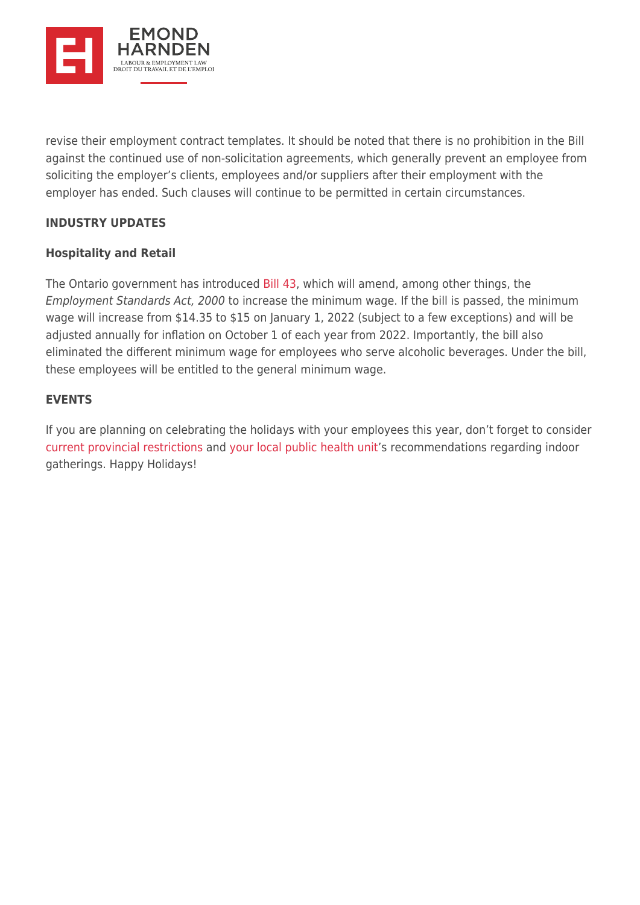revise their employment contract templates. It should be noted that there is no prohibition in the Bill against the continued use of non-solicitation agreements, which generally prevent an employee from soliciting the employer's clients, employees and/or suppliers after their employment with the employer has ended. Such clauses will continue to be permitted in certain circumstances.

## INDUSTRY UPDATES

### Hospitality and Retail

The Ontario government has introduced Bill 43, which will amend, among other things, the *Employment Standards Act, 2000* to increase the minimum wage. If the bill is passed, the minimum wage will increase from $14.35 to $15 on January 1, 2022 (subject to a few exceptions) and will be adjusted annually for inflation on October 1 of each year from 2022. Importantly, the bill also eliminated the different minimum wage for employees who serve alcoholic beverages. Under the bill, these employees will be entitled to the general minimum wage.

## EVENTS

If you are planning on celebrating the holidays with your employees this year, don't forget to consider current provincial restrictions and your local public health unit's recommendations regarding indoor gatherings. Happy Holidays!